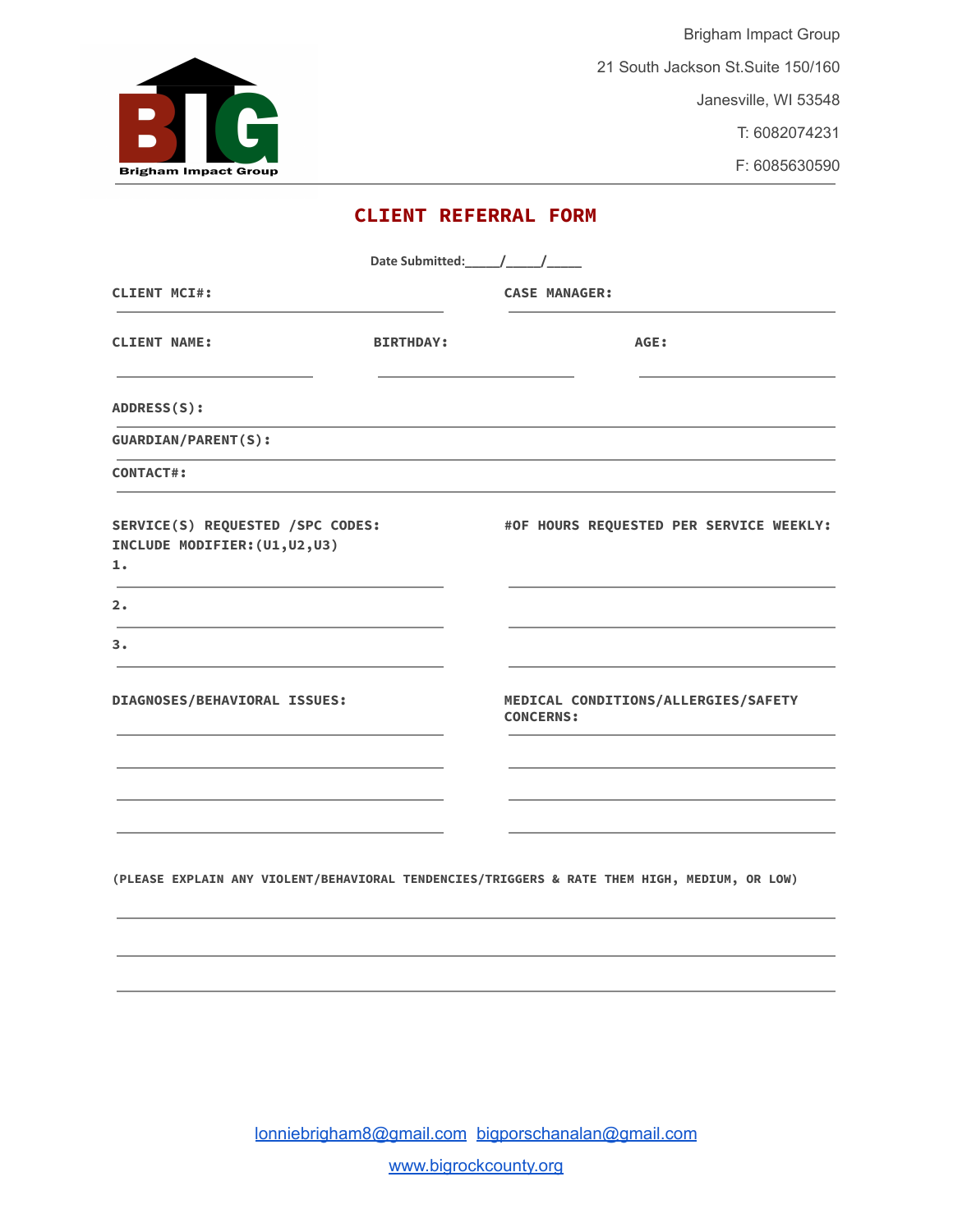Brigham Impact Group

Brigham Impact Group
21 South Jackson St.Suite 150/160
Janesville, WI 53548
T: 6082074231
F: 6085630590

# CLIENT REFERRAL FORM

Date Submitted:_____/_____/_____

CLIENT MCI#: ______________________________ CASE MANAGER: ______________________________

CLIENT NAME: ____________________ BIRTHDAY: ____________________ AGE: ____________________

ADDRESS(S): ______________________________________________________________

GUARDIAN/PARENT(S): ______________________________________________________________

CONTACT#: ______________________________________________________________

SERVICE(S) REQUESTED /SPC CODES:
INCLUDE MODIFIER:(U1,U2,U3)

#OF HOURS REQUESTED PER SERVICE WEEKLY:

1. ______________________________ ______________________________
2. ______________________________ ______________________________
3. ______________________________ ______________________________

DIAGNOSES/BEHAVIORAL ISSUES:

______________________________
______________________________
______________________________
______________________________

MEDICAL CONDITIONS/ALLERGIES/SAFETY CONCERNS:

______________________________
______________________________
______________________________
______________________________

(PLEASE EXPLAIN ANY VIOLENT/BEHAVIORAL TENDENCIES/TRIGGERS & RATE THEM HIGH, MEDIUM, OR LOW)

______________________________________________________________
______________________________________________________________
______________________________________________________________

lonniebrigham8@gmail.com bigporschanalan@gmail.com

www.bigrockcounty.org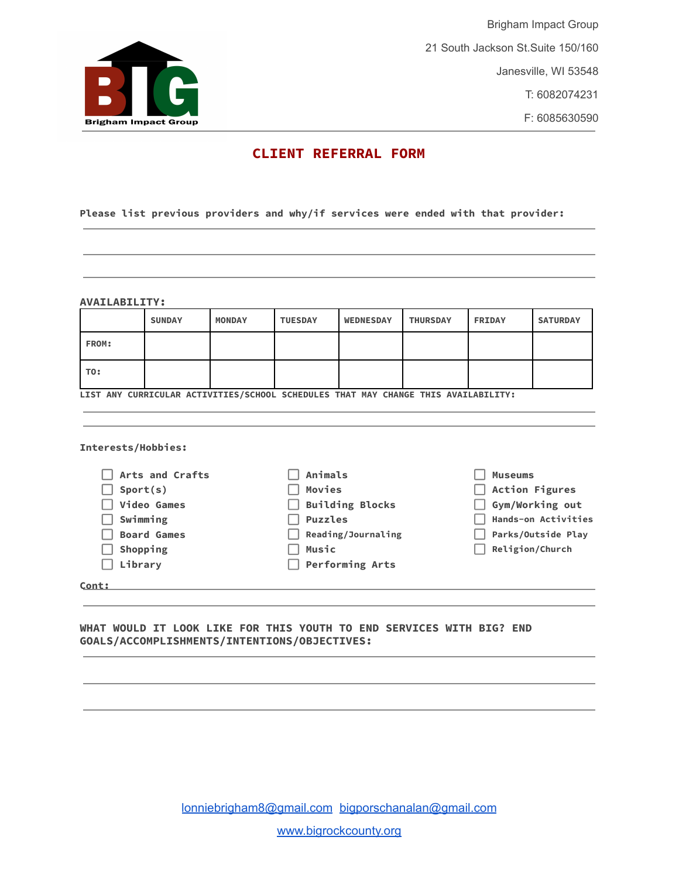Brigham Impact Group

21 South Jackson St.Suite 150/160

Janesville, WI 53548

T: 6082074231

F: 6085630590

# CLIENT REFERRAL FORM

**Please list previous providers and why/if services were ended with that provider:**

---

---

---

**AVAILABILITY:**

| | SUNDAY | MONDAY | TUESDAY | WEDNESDAY | THURSDAY | FRIDAY | SATURDAY |
|---|---|---|---|---|---|---|---|
| FROM: | | | | | | | |
| TO: | | | | | | | |

**LIST ANY CURRICULAR ACTIVITIES/SCHOOL SCHEDULES THAT MAY CHANGE THIS AVAILABILITY:**

---

---

**Interests/Hobbies:**

- ☐ Arts and Crafts
- ☐ Sport(s)
- ☐ Video Games
- ☐ Swimming
- ☐ Board Games
- ☐ Shopping
- ☐ Library
- ☐ Animals
- ☐ Movies
- ☐ Building Blocks
- ☐ Puzzles
- ☐ Reading/Journaling
- ☐ Music
- ☐ Performing Arts
- ☐ Museums
- ☐ Action Figures
- ☐ Gym/Working out
- ☐ Hands-on Activities
- ☐ Parks/Outside Play
- ☐ Religion/Church

**Cont:**

---

---

**WHAT WOULD IT LOOK LIKE FOR THIS YOUTH TO END SERVICES WITH BIG? END GOALS/ACCOMPLISHMENTS/INTENTIONS/OBJECTIVES:**

---

---

---

lonniebrigham8@gmail.com bigporschanalan@gmail.com

www.bigrockcounty.org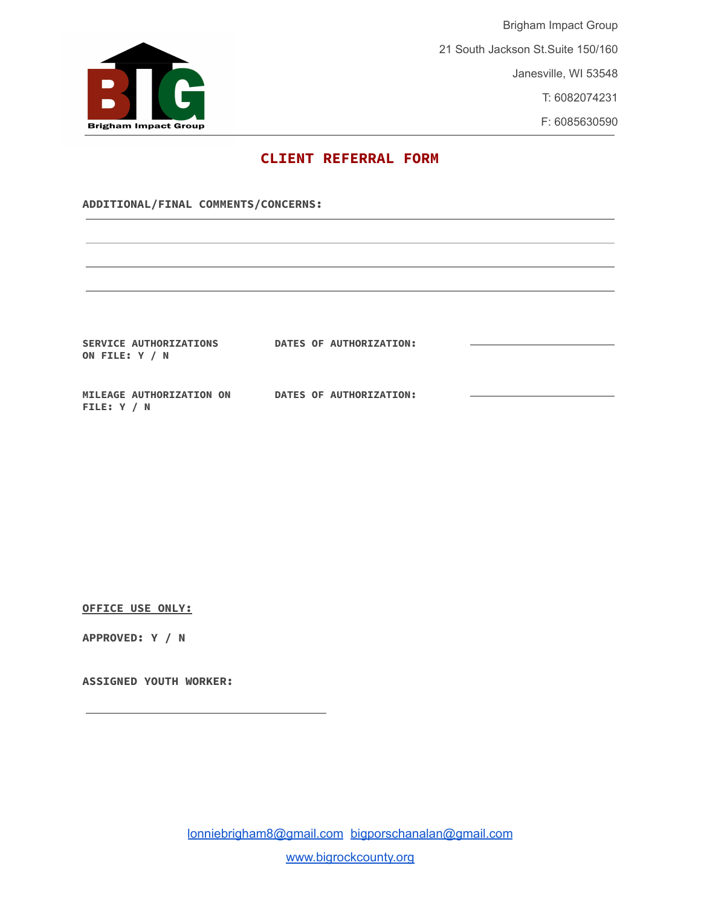Brigham Impact Group

21 South Jackson St.Suite 150/160

Janesville, WI 53548

T: 6082074231

F: 6085630590

## CLIENT REFERRAL FORM

**ADDITIONAL/FINAL COMMENTS/CONCERNS:**

______________________________________________

______________________________________________

______________________________________________

______________________________________________

**SERVICE AUTHORIZATIONS ON FILE: Y / N** **DATES OF AUTHORIZATION:** ______________

**MILEAGE AUTHORIZATION ON FILE: Y / N** **DATES OF AUTHORIZATION:** ______________

**OFFICE USE ONLY:**

**APPROVED: Y / N**

**ASSIGNED YOUTH WORKER:**

______________________________

lonniebrigham8@gmail.com bigporschanalan@gmail.com

www.bigrockcounty.org